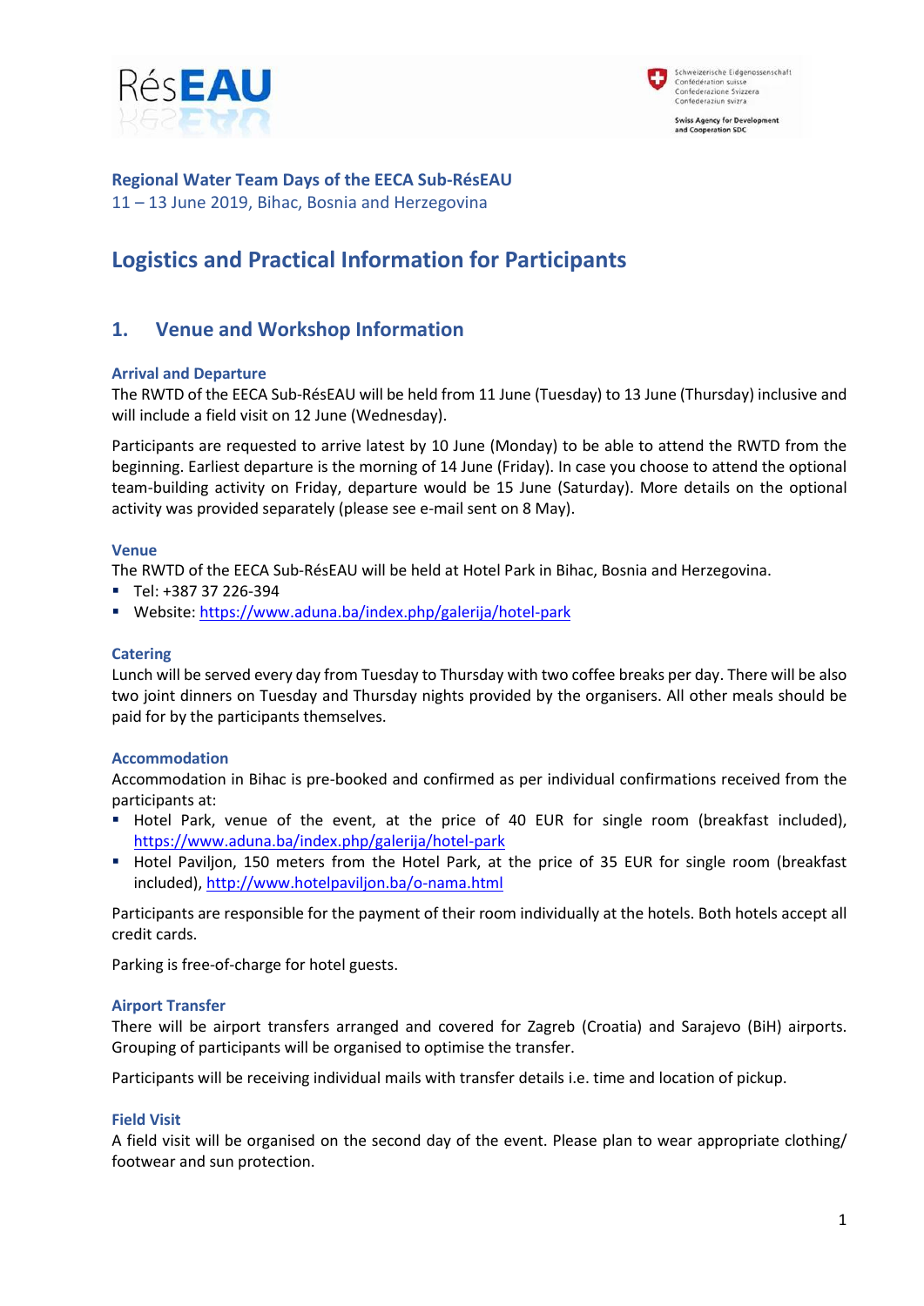**Regional Water Team Days of the EECA Sub-RésEAU**
11 – 13 June 2019, Bihac, Bosnia and Herzegovina

# Logistics and Practical Information for Participants

## 1. Venue and Workshop Information

### Arrival and Departure

The RWTD of the EECA Sub-RésEAU will be held from 11 June (Tuesday) to 13 June (Thursday) inclusive and will include a field visit on 12 June (Wednesday).

Participants are requested to arrive latest by 10 June (Monday) to be able to attend the RWTD from the beginning. Earliest departure is the morning of 14 June (Friday). In case you choose to attend the optional team-building activity on Friday, departure would be 15 June (Saturday). More details on the optional activity was provided separately (please see e-mail sent on 8 May).

### Venue

The RWTD of the EECA Sub-RésEAU will be held at Hotel Park in Bihac, Bosnia and Herzegovina.

- Tel: +387 37 226-394
- Website: https://www.aduna.ba/index.php/galerija/hotel-park

### Catering

Lunch will be served every day from Tuesday to Thursday with two coffee breaks per day. There will be also two joint dinners on Tuesday and Thursday nights provided by the organisers. All other meals should be paid for by the participants themselves.

### Accommodation

Accommodation in Bihac is pre-booked and confirmed as per individual confirmations received from the participants at:

- Hotel Park, venue of the event, at the price of 40 EUR for single room (breakfast included), https://www.aduna.ba/index.php/galerija/hotel-park
- Hotel Paviljon, 150 meters from the Hotel Park, at the price of 35 EUR for single room (breakfast included), http://www.hotelpaviljon.ba/o-nama.html

Participants are responsible for the payment of their room individually at the hotels. Both hotels accept all credit cards.

Parking is free-of-charge for hotel guests.

### Airport Transfer

There will be airport transfers arranged and covered for Zagreb (Croatia) and Sarajevo (BiH) airports. Grouping of participants will be organised to optimise the transfer.

Participants will be receiving individual mails with transfer details i.e. time and location of pickup.

### Field Visit

A field visit will be organised on the second day of the event. Please plan to wear appropriate clothing/ footwear and sun protection.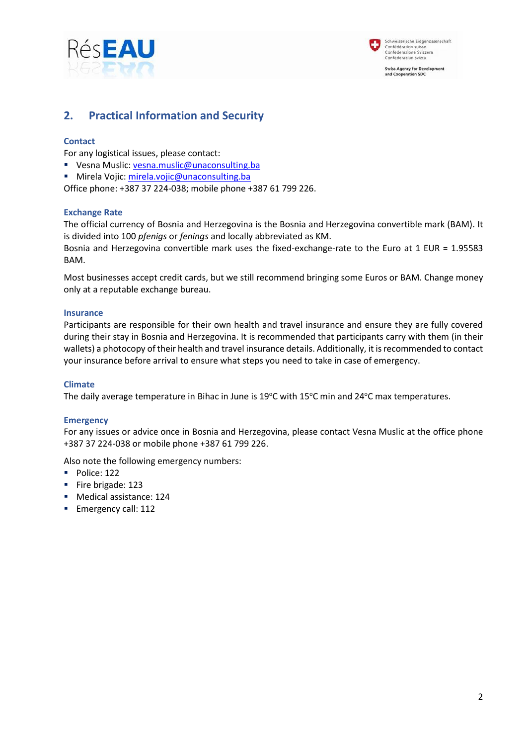## 2. Practical Information and Security

### Contact

For any logistical issues, please contact:

- Vesna Muslic: vesna.muslic@unaconsulting.ba
- Mirela Vojic: mirela.vojic@unaconsulting.ba

Office phone: +387 37 224-038; mobile phone +387 61 799 226.

### Exchange Rate

The official currency of Bosnia and Herzegovina is the Bosnia and Herzegovina convertible mark (BAM). It is divided into 100 *pfenigs* or *fenings* and locally abbreviated as KM.

Bosnia and Herzegovina convertible mark uses the fixed-exchange-rate to the Euro at 1 EUR = 1.95583 BAM.

Most businesses accept credit cards, but we still recommend bringing some Euros or BAM. Change money only at a reputable exchange bureau.

### Insurance

Participants are responsible for their own health and travel insurance and ensure they are fully covered during their stay in Bosnia and Herzegovina. It is recommended that participants carry with them (in their wallets) a photocopy of their health and travel insurance details. Additionally, it is recommended to contact your insurance before arrival to ensure what steps you need to take in case of emergency.

### Climate

The daily average temperature in Bihac in June is 19°C with 15°C min and 24°C max temperatures.

### Emergency

For any issues or advice once in Bosnia and Herzegovina, please contact Vesna Muslic at the office phone +387 37 224-038 or mobile phone +387 61 799 226.

Also note the following emergency numbers:

- Police: 122
- Fire brigade: 123
- Medical assistance: 124
- Emergency call: 112